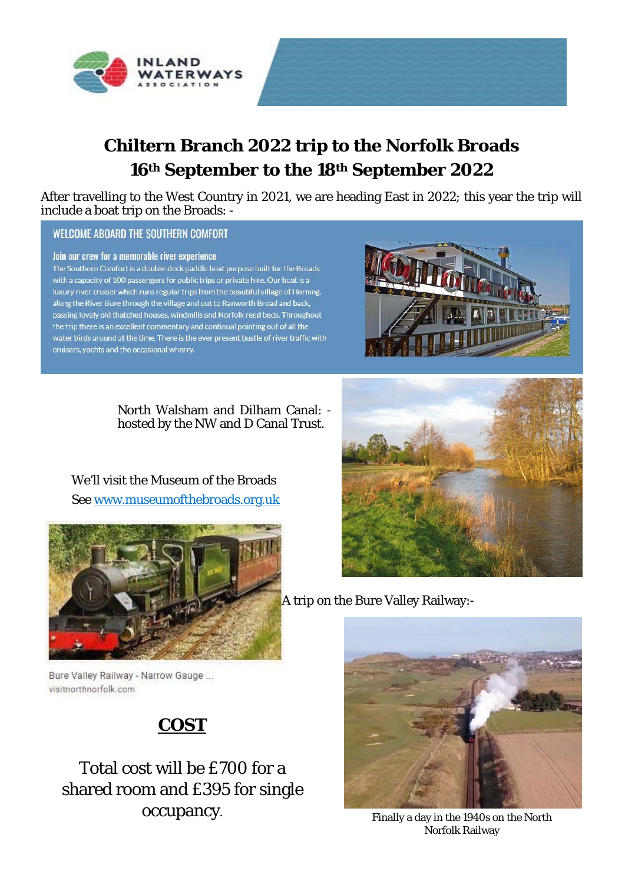# Chiltern Branch 2022 trip to the Norfolk Broads

## 16th September to the 18th September 2022

After travelling to the West Country in 2021, we are heading East in 2022; this year the trip will include a boat trip on the Broads: -

### WELCOME ABOARD THE SOUTHERN COMFORT

#### Join our crew for a memorable river experience

The Southern Comfort is a double-deck paddle boat purpose built for the Broads with a capacity of 100 passengers for public trips or private hire. Our boat is a luxury river cruiser which runs regular trips from the beautiful village of Horning, along the River Bure through the village and out to Ranworth Broad and back, passing lovely old thatched houses, windmills and Norfolk reed beds. Throughout the trip there is an excellent commentary and continual pointing out of all the water birds around at the time. There is the ever present bustle of river traffic with cruisers, yachts and the occasional wherry.

North Walsham and Dilham Canal: - hosted by the NW and D Canal Trust.

We'll visit the Museum of the Broads
See www.museumofthebroads.org.uk

A trip on the Bure Valley Railway:-

Bure Valley Railway - Narrow Gauge ...
visitnorthnorfolk.com

## COST

Total cost will be £700 for a shared room and £395 for single occupancy.

Finally a day in the 1940s on the North Norfolk Railway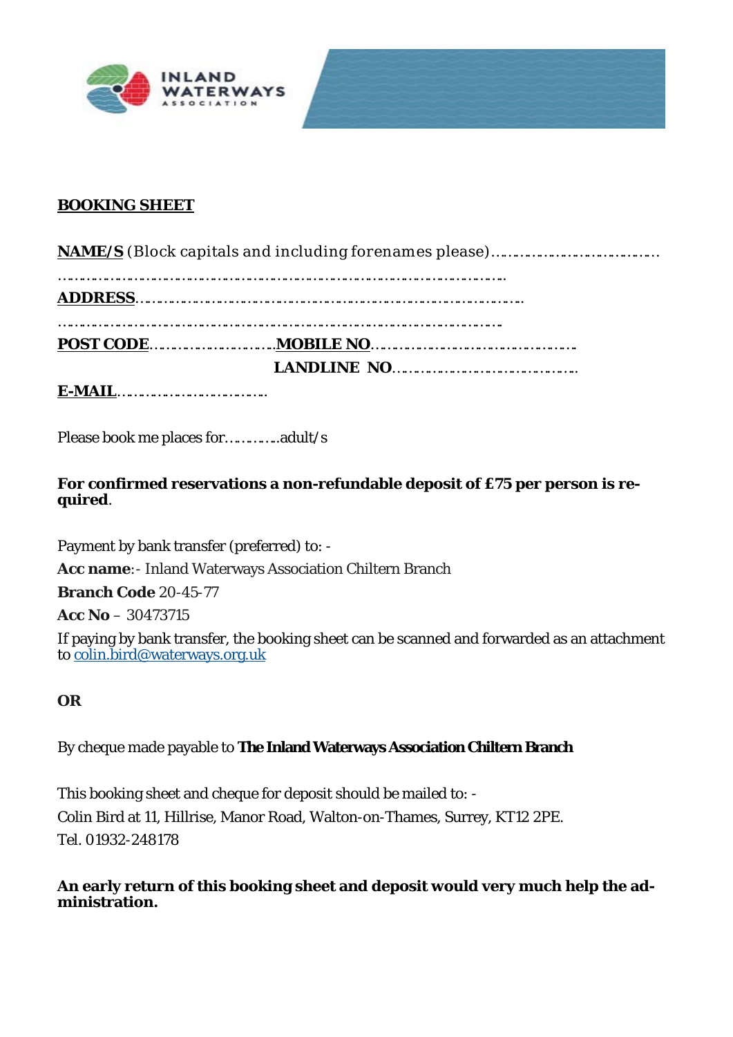**BOOKING SHEET**

**NAME/S** (Block capitals and including forenames please)………………………………………

……………………………………………………………………………………………

**ADDRESS**……………………………………………………………………………

……………………………………………………………………………………………

**POST CODE**…………………………**MOBILE NO**……………………………………………

**LANDLINE NO**……………………………………

**E-MAIL**………………………………

Please book me places for…………adult/s

**For confirmed reservations a non-refundable deposit of £75 per person is required**.

Payment by bank transfer (preferred) to: -

**Acc name**:- Inland Waterways Association Chiltern Branch

**Branch Code** 20-45-77

**Acc No** – 30473715

If paying by bank transfer, the booking sheet can be scanned and forwarded as an attachment to colin.bird@waterways.org.uk

**OR**

By cheque made payable to **The Inland Waterways Association Chiltern Branch**

This booking sheet and cheque for deposit should be mailed to: -

Colin Bird at 11, Hillrise, Manor Road, Walton-on-Thames, Surrey, KT12 2PE.

Tel. 01932-248178

**An early return of this booking sheet and deposit would very much help the administration.**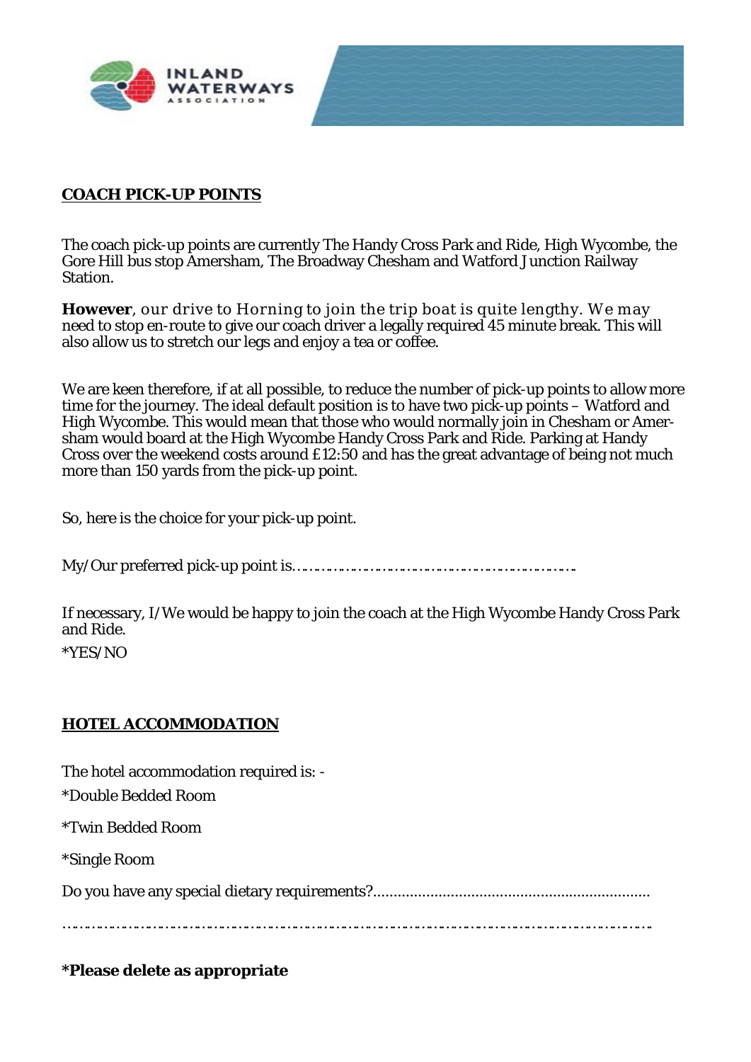## COACH PICK-UP POINTS

The coach pick-up points are currently The Handy Cross Park and Ride, High Wycombe, the Gore Hill bus stop Amersham, The Broadway Chesham and Watford Junction Railway Station.

**However**, our drive to Horning to join the trip boat is quite lengthy. We may need to stop en-route to give our coach driver a legally required 45 minute break. This will also allow us to stretch our legs and enjoy a tea or coffee.

We are keen therefore, if at all possible, to reduce the number of pick-up points to allow more time for the journey. The ideal default position is to have two pick-up points – Watford and High Wycombe. This would mean that those who would normally join in Chesham or Amersham would board at the High Wycombe Handy Cross Park and Ride. Parking at Handy Cross over the weekend costs around £12:50 and has the great advantage of being not much more than 150 yards from the pick-up point.

So, here is the choice for your pick-up point.

My/Our preferred pick-up point is……………………………………………………………

If necessary, I/We would be happy to join the coach at the High Wycombe Handy Cross Park and Ride.

*YES/NO

## HOTEL ACCOMMODATION

The hotel accommodation required is: -

*Double Bedded Room

*Twin Bedded Room

*Single Room

Do you have any special dietary requirements?...................................................................

………………………………………………………………………………………………………………

**\*Please delete as appropriate**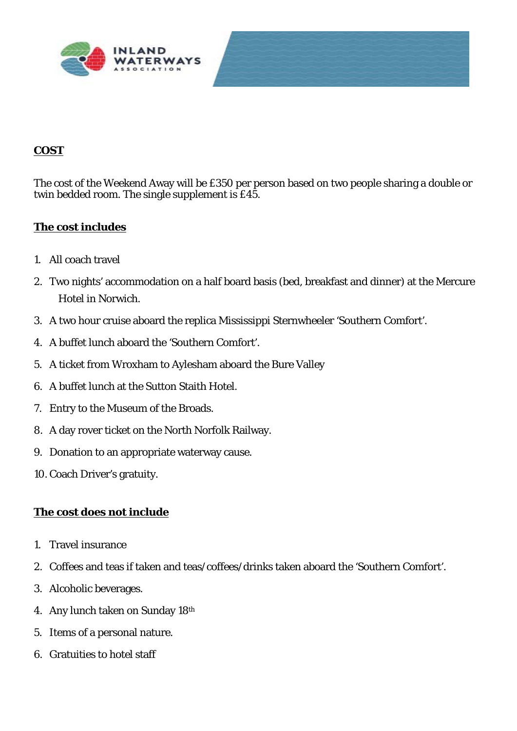## COST

The cost of the Weekend Away will be £350 per person based on two people sharing a double or twin bedded room. The single supplement is £45.

### The cost includes

1. All coach travel
2. Two nights' accommodation on a half board basis (bed, breakfast and dinner) at the Mercure Hotel in Norwich.
3. A two hour cruise aboard the replica Mississippi Sternwheeler 'Southern Comfort'.
4. A buffet lunch aboard the 'Southern Comfort'.
5. A ticket from Wroxham to Aylesham aboard the Bure Valley
6. A buffet lunch at the Sutton Staith Hotel.
7. Entry to the Museum of the Broads.
8. A day rover ticket on the North Norfolk Railway.
9. Donation to an appropriate waterway cause.
10. Coach Driver's gratuity.

### The cost does not include

1. Travel insurance
2. Coffees and teas if taken and teas/coffees/drinks taken aboard the 'Southern Comfort'.
3. Alcoholic beverages.
4. Any lunch taken on Sunday 18th
5. Items of a personal nature.
6. Gratuities to hotel staff